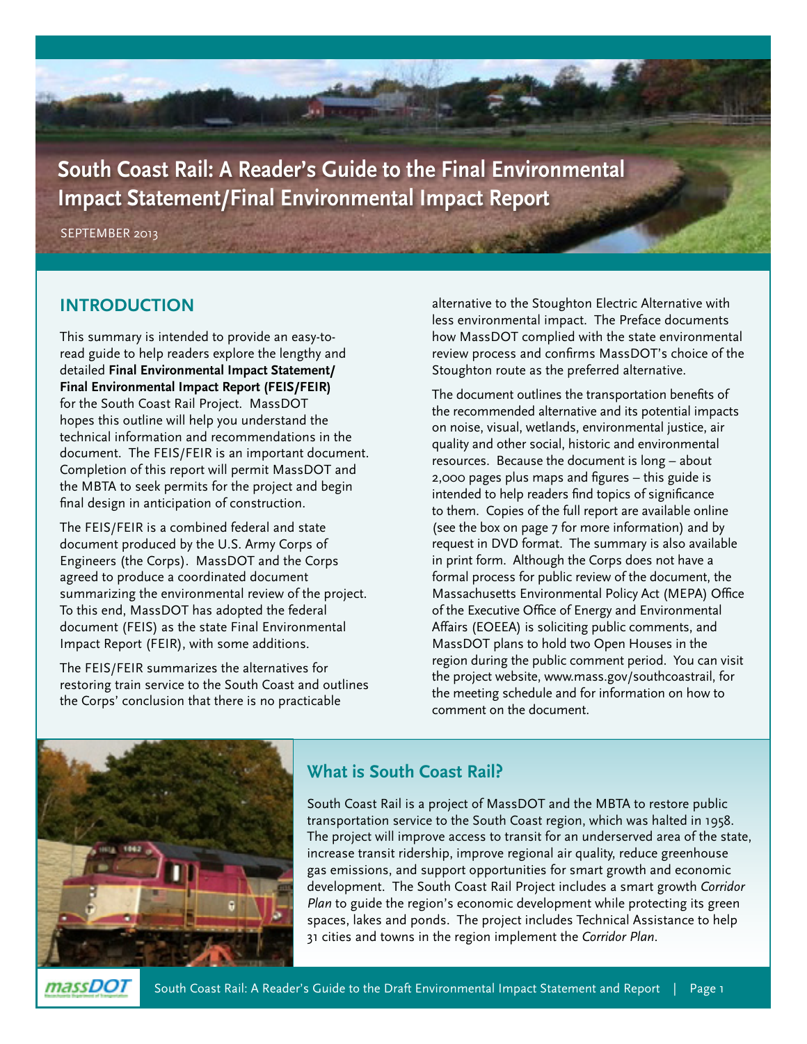# South Coast Rail: A Reader's Guide to the Final Environmental Impact Statement/Final Environmental Impact Report

SEPTEMBER 2013

## INTRODUCTION

This summary is intended to provide an easy-to-read guide to help readers explore the lengthy and detailed **Final Environmental Impact Statement/ Final Environmental Impact Report (FEIS/FEIR)** for the South Coast Rail Project. MassDOT hopes this outline will help you understand the technical information and recommendations in the document. The FEIS/FEIR is an important document. Completion of this report will permit MassDOT and the MBTA to seek permits for the project and begin final design in anticipation of construction.

The FEIS/FEIR is a combined federal and state document produced by the U.S. Army Corps of Engineers (the Corps). MassDOT and the Corps agreed to produce a coordinated document summarizing the environmental review of the project. To this end, MassDOT has adopted the federal document (FEIS) as the state Final Environmental Impact Report (FEIR), with some additions.

The FEIS/FEIR summarizes the alternatives for restoring train service to the South Coast and outlines the Corps' conclusion that there is no practicable alternative to the Stoughton Electric Alternative with less environmental impact. The Preface documents how MassDOT complied with the state environmental review process and confirms MassDOT's choice of the Stoughton route as the preferred alternative.

The document outlines the transportation benefits of the recommended alternative and its potential impacts on noise, visual, wetlands, environmental justice, air quality and other social, historic and environmental resources. Because the document is long – about 2,000 pages plus maps and figures – this guide is intended to help readers find topics of significance to them. Copies of the full report are available online (see the box on page 7 for more information) and by request in DVD format. The summary is also available in print form. Although the Corps does not have a formal process for public review of the document, the Massachusetts Environmental Policy Act (MEPA) Office of the Executive Office of Energy and Environmental Affairs (EOEEA) is soliciting public comments, and MassDOT plans to hold two Open Houses in the region during the public comment period. You can visit the project website, www.mass.gov/southcoastrail, for the meeting schedule and for information on how to comment on the document.

## What is South Coast Rail?

South Coast Rail is a project of MassDOT and the MBTA to restore public transportation service to the South Coast region, which was halted in 1958. The project will improve access to transit for an underserved area of the state, increase transit ridership, improve regional air quality, reduce greenhouse gas emissions, and support opportunities for smart growth and economic development. The South Coast Rail Project includes a smart growth *Corridor Plan* to guide the region's economic development while protecting its green spaces, lakes and ponds. The project includes Technical Assistance to help 31 cities and towns in the region implement the *Corridor Plan*.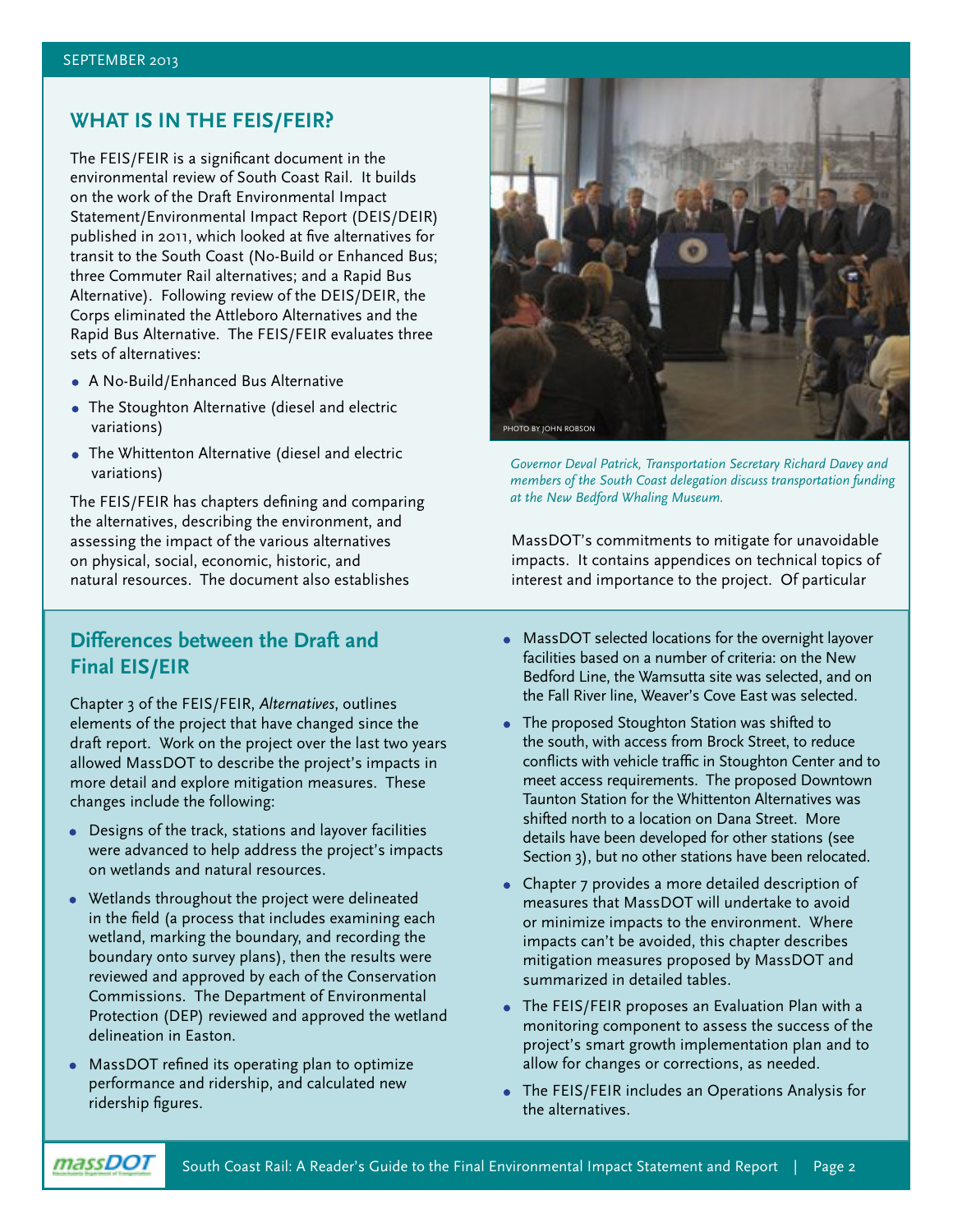## WHAT IS IN THE FEIS/FEIR?

The FEIS/FEIR is a significant document in the environmental review of South Coast Rail. It builds on the work of the Draft Environmental Impact Statement/Environmental Impact Report (DEIS/DEIR) published in 2011, which looked at five alternatives for transit to the South Coast (No-Build or Enhanced Bus; three Commuter Rail alternatives; and a Rapid Bus Alternative). Following review of the DEIS/DEIR, the Corps eliminated the Attleboro Alternatives and the Rapid Bus Alternative. The FEIS/FEIR evaluates three sets of alternatives:

- A No-Build/Enhanced Bus Alternative
- The Stoughton Alternative (diesel and electric variations)
- The Whittenton Alternative (diesel and electric variations)

The FEIS/FEIR has chapters defining and comparing the alternatives, describing the environment, and assessing the impact of the various alternatives on physical, social, economic, historic, and natural resources. The document also establishes MassDOT's commitments to mitigate for unavoidable impacts. It contains appendices on technical topics of interest and importance to the project. Of particular

PHOTO BY JOHN ROBSON

*Governor Deval Patrick, Transportation Secretary Richard Davey and members of the South Coast delegation discuss transportation funding at the New Bedford Whaling Museum.*

## Differences between the Draft and Final EIS/EIR

Chapter 3 of the FEIS/FEIR, *Alternatives*, outlines elements of the project that have changed since the draft report. Work on the project over the last two years allowed MassDOT to describe the project's impacts in more detail and explore mitigation measures. These changes include the following:

- Designs of the track, stations and layover facilities were advanced to help address the project's impacts on wetlands and natural resources.
- Wetlands throughout the project were delineated in the field (a process that includes examining each wetland, marking the boundary, and recording the boundary onto survey plans), then the results were reviewed and approved by each of the Conservation Commissions. The Department of Environmental Protection (DEP) reviewed and approved the wetland delineation in Easton.
- MassDOT refined its operating plan to optimize performance and ridership, and calculated new ridership figures.
- MassDOT selected locations for the overnight layover facilities based on a number of criteria: on the New Bedford Line, the Wamsutta site was selected, and on the Fall River line, Weaver's Cove East was selected.
- The proposed Stoughton Station was shifted to the south, with access from Brock Street, to reduce conflicts with vehicle traffic in Stoughton Center and to meet access requirements. The proposed Downtown Taunton Station for the Whittenton Alternatives was shifted north to a location on Dana Street. More details have been developed for other stations (see Section 3), but no other stations have been relocated.
- Chapter 7 provides a more detailed description of measures that MassDOT will undertake to avoid or minimize impacts to the environment. Where impacts can't be avoided, this chapter describes mitigation measures proposed by MassDOT and summarized in detailed tables.
- The FEIS/FEIR proposes an Evaluation Plan with a monitoring component to assess the success of the project's smart growth implementation plan and to allow for changes or corrections, as needed.
- The FEIS/FEIR includes an Operations Analysis for the alternatives.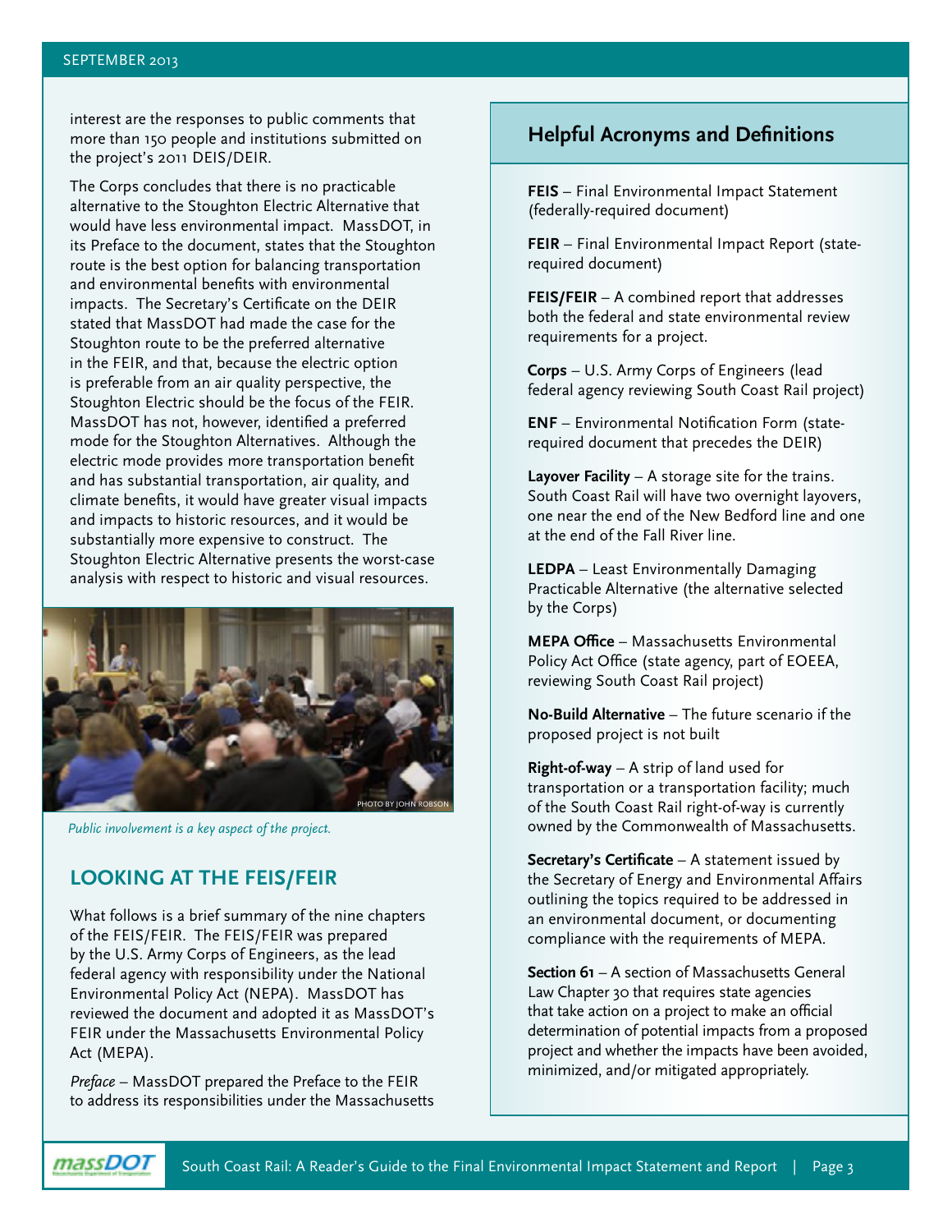interest are the responses to public comments that more than 150 people and institutions submitted on the project's 2011 DEIS/DEIR.

The Corps concludes that there is no practicable alternative to the Stoughton Electric Alternative that would have less environmental impact. MassDOT, in its Preface to the document, states that the Stoughton route is the best option for balancing transportation and environmental benefits with environmental impacts. The Secretary's Certificate on the DEIR stated that MassDOT had made the case for the Stoughton route to be the preferred alternative in the FEIR, and that, because the electric option is preferable from an air quality perspective, the Stoughton Electric should be the focus of the FEIR. MassDOT has not, however, identified a preferred mode for the Stoughton Alternatives. Although the electric mode provides more transportation benefit and has substantial transportation, air quality, and climate benefits, it would have greater visual impacts and impacts to historic resources, and it would be substantially more expensive to construct. The Stoughton Electric Alternative presents the worst-case analysis with respect to historic and visual resources.

PHOTO BY JOHN ROBSON

*Public involvement is a key aspect of the project.*

## LOOKING AT THE FEIS/FEIR

What follows is a brief summary of the nine chapters of the FEIS/FEIR. The FEIS/FEIR was prepared by the U.S. Army Corps of Engineers, as the lead federal agency with responsibility under the National Environmental Policy Act (NEPA). MassDOT has reviewed the document and adopted it as MassDOT's FEIR under the Massachusetts Environmental Policy Act (MEPA).

*Preface* – MassDOT prepared the Preface to the FEIR to address its responsibilities under the Massachusetts

## Helpful Acronyms and Definitions

**FEIS** – Final Environmental Impact Statement (federally-required document)

**FEIR** – Final Environmental Impact Report (state-required document)

**FEIS/FEIR** – A combined report that addresses both the federal and state environmental review requirements for a project.

**Corps** – U.S. Army Corps of Engineers (lead federal agency reviewing South Coast Rail project)

**ENF** – Environmental Notification Form (state-required document that precedes the DEIR)

**Layover Facility** – A storage site for the trains. South Coast Rail will have two overnight layovers, one near the end of the New Bedford line and one at the end of the Fall River line.

**LEDPA** – Least Environmentally Damaging Practicable Alternative (the alternative selected by the Corps)

**MEPA Office** – Massachusetts Environmental Policy Act Office (state agency, part of EOEEA, reviewing South Coast Rail project)

**No-Build Alternative** – The future scenario if the proposed project is not built

**Right-of-way** – A strip of land used for transportation or a transportation facility; much of the South Coast Rail right-of-way is currently owned by the Commonwealth of Massachusetts.

**Secretary's Certificate** – A statement issued by the Secretary of Energy and Environmental Affairs outlining the topics required to be addressed in an environmental document, or documenting compliance with the requirements of MEPA.

**Section 61** – A section of Massachusetts General Law Chapter 30 that requires state agencies that take action on a project to make an official determination of potential impacts from a proposed project and whether the impacts have been avoided, minimized, and/or mitigated appropriately.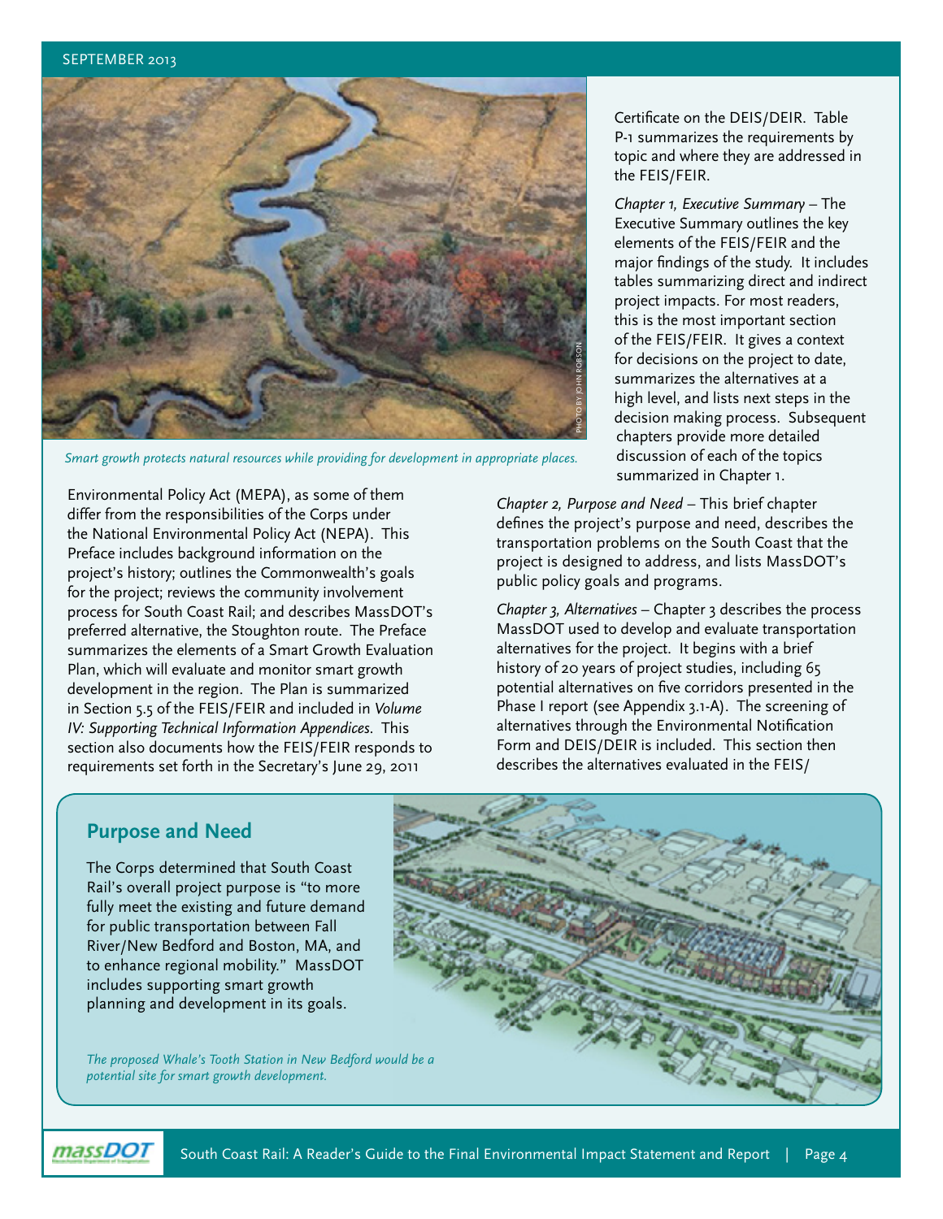*Smart growth protects natural resources while providing for development in appropriate places.*

Environmental Policy Act (MEPA), as some of them differ from the responsibilities of the Corps under the National Environmental Policy Act (NEPA). This Preface includes background information on the project's history; outlines the Commonwealth's goals for the project; reviews the community involvement process for South Coast Rail; and describes MassDOT's preferred alternative, the Stoughton route. The Preface summarizes the elements of a Smart Growth Evaluation Plan, which will evaluate and monitor smart growth development in the region. The Plan is summarized in Section 5.5 of the FEIS/FEIR and included in *Volume IV: Supporting Technical Information Appendices*. This section also documents how the FEIS/FEIR responds to requirements set forth in the Secretary's June 29, 2011 Certificate on the DEIS/DEIR. Table P-1 summarizes the requirements by topic and where they are addressed in the FEIS/FEIR.

*Chapter 1, Executive Summary* – The Executive Summary outlines the key elements of the FEIS/FEIR and the major findings of the study. It includes tables summarizing direct and indirect project impacts. For most readers, this is the most important section of the FEIS/FEIR. It gives a context for decisions on the project to date, summarizes the alternatives at a high level, and lists next steps in the decision making process. Subsequent chapters provide more detailed discussion of each of the topics summarized in Chapter 1.

*Chapter 2, Purpose and Need* – This brief chapter defines the project's purpose and need, describes the transportation problems on the South Coast that the project is designed to address, and lists MassDOT's public policy goals and programs.

*Chapter 3, Alternatives* – Chapter 3 describes the process MassDOT used to develop and evaluate transportation alternatives for the project. It begins with a brief history of 20 years of project studies, including 65 potential alternatives on five corridors presented in the Phase I report (see Appendix 3.1-A). The screening of alternatives through the Environmental Notification Form and DEIS/DEIR is included. This section then describes the alternatives evaluated in the FEIS/

## Purpose and Need

The Corps determined that South Coast Rail's overall project purpose is "to more fully meet the existing and future demand for public transportation between Fall River/New Bedford and Boston, MA, and to enhance regional mobility." MassDOT includes supporting smart growth planning and development in its goals.

*The proposed Whale's Tooth Station in New Bedford would be a potential site for smart growth development.*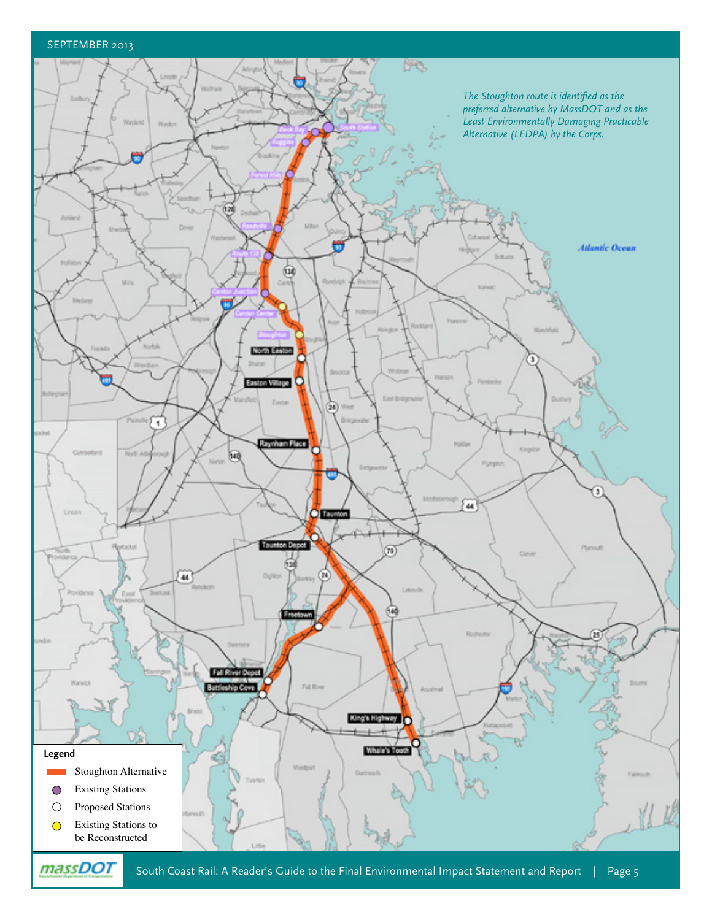*The Stoughton route is identified as the preferred alternative by MassDOT and as the Least Environmentally Damaging Practicable Alternative (LEDPA) by the Corps.*

**Legend**

- Stoughton Alternative
- Existing Stations
- Proposed Stations
- Existing Stations to be Reconstructed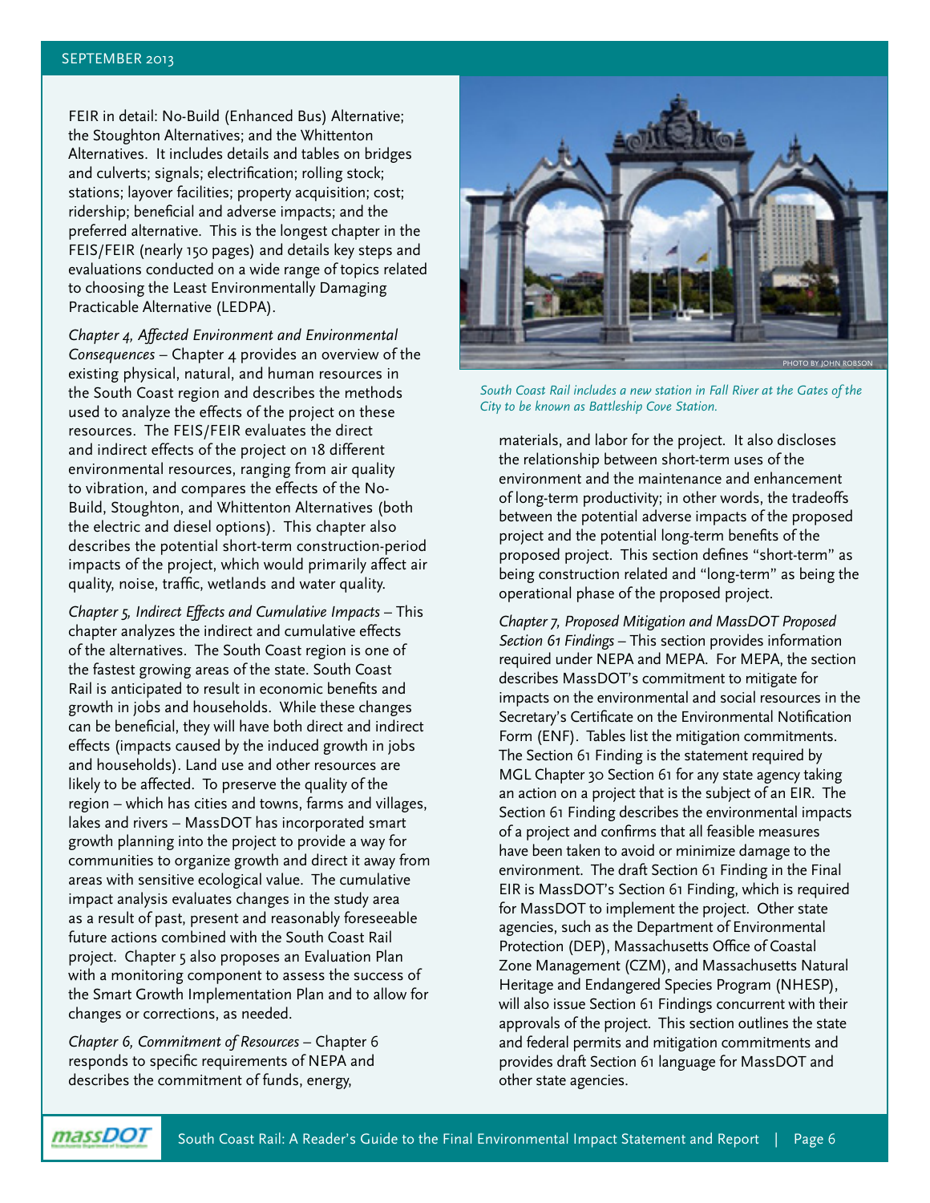FEIR in detail: No-Build (Enhanced Bus) Alternative; the Stoughton Alternatives; and the Whittenton Alternatives. It includes details and tables on bridges and culverts; signals; electrification; rolling stock; stations; layover facilities; property acquisition; cost; ridership; beneficial and adverse impacts; and the preferred alternative. This is the longest chapter in the FEIS/FEIR (nearly 150 pages) and details key steps and evaluations conducted on a wide range of topics related to choosing the Least Environmentally Damaging Practicable Alternative (LEDPA).

*Chapter 4, Affected Environment and Environmental Consequences* – Chapter 4 provides an overview of the existing physical, natural, and human resources in the South Coast region and describes the methods used to analyze the effects of the project on these resources. The FEIS/FEIR evaluates the direct and indirect effects of the project on 18 different environmental resources, ranging from air quality to vibration, and compares the effects of the No-Build, Stoughton, and Whittenton Alternatives (both the electric and diesel options). This chapter also describes the potential short-term construction-period impacts of the project, which would primarily affect air quality, noise, traffic, wetlands and water quality.

*Chapter 5, Indirect Effects and Cumulative Impacts* – This chapter analyzes the indirect and cumulative effects of the alternatives. The South Coast region is one of the fastest growing areas of the state. South Coast Rail is anticipated to result in economic benefits and growth in jobs and households. While these changes can be beneficial, they will have both direct and indirect effects (impacts caused by the induced growth in jobs and households). Land use and other resources are likely to be affected. To preserve the quality of the region – which has cities and towns, farms and villages, lakes and rivers – MassDOT has incorporated smart growth planning into the project to provide a way for communities to organize growth and direct it away from areas with sensitive ecological value. The cumulative impact analysis evaluates changes in the study area as a result of past, present and reasonably foreseeable future actions combined with the South Coast Rail project. Chapter 5 also proposes an Evaluation Plan with a monitoring component to assess the success of the Smart Growth Implementation Plan and to allow for changes or corrections, as needed.

*Chapter 6, Commitment of Resources* – Chapter 6 responds to specific requirements of NEPA and describes the commitment of funds, energy, materials, and labor for the project. It also discloses the relationship between short-term uses of the environment and the maintenance and enhancement of long-term productivity; in other words, the tradeoffs between the potential adverse impacts of the proposed project and the potential long-term benefits of the proposed project. This section defines "short-term" as being construction related and "long-term" as being the operational phase of the proposed project.

PHOTO BY JOHN ROBSON

*South Coast Rail includes a new station in Fall River at the Gates of the City to be known as Battleship Cove Station.*

*Chapter 7, Proposed Mitigation and MassDOT Proposed Section 61 Findings* – This section provides information required under NEPA and MEPA. For MEPA, the section describes MassDOT's commitment to mitigate for impacts on the environmental and social resources in the Secretary's Certificate on the Environmental Notification Form (ENF). Tables list the mitigation commitments. The Section 61 Finding is the statement required by MGL Chapter 30 Section 61 for any state agency taking an action on a project that is the subject of an EIR. The Section 61 Finding describes the environmental impacts of a project and confirms that all feasible measures have been taken to avoid or minimize damage to the environment. The draft Section 61 Finding in the Final EIR is MassDOT's Section 61 Finding, which is required for MassDOT to implement the project. Other state agencies, such as the Department of Environmental Protection (DEP), Massachusetts Office of Coastal Zone Management (CZM), and Massachusetts Natural Heritage and Endangered Species Program (NHESP), will also issue Section 61 Findings concurrent with their approvals of the project. This section outlines the state and federal permits and mitigation commitments and provides draft Section 61 language for MassDOT and other state agencies.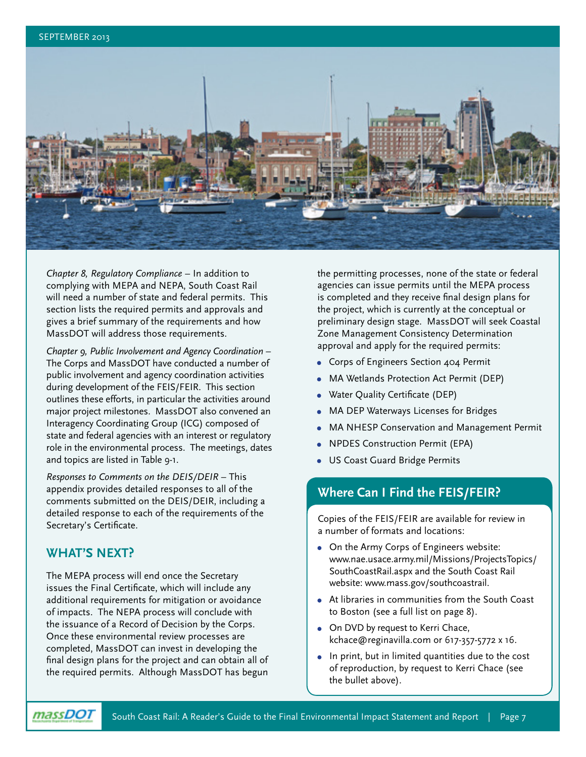*Chapter 8, Regulatory Compliance* – In addition to complying with MEPA and NEPA, South Coast Rail will need a number of state and federal permits. This section lists the required permits and approvals and gives a brief summary of the requirements and how MassDOT will address those requirements.

*Chapter 9, Public Involvement and Agency Coordination* – The Corps and MassDOT have conducted a number of public involvement and agency coordination activities during development of the FEIS/FEIR. This section outlines these efforts, in particular the activities around major project milestones. MassDOT also convened an Interagency Coordinating Group (ICG) composed of state and federal agencies with an interest or regulatory role in the environmental process. The meetings, dates and topics are listed in Table 9-1.

*Responses to Comments on the DEIS/DEIR* – This appendix provides detailed responses to all of the comments submitted on the DEIS/DEIR, including a detailed response to each of the requirements of the Secretary's Certificate.

## WHAT'S NEXT?

The MEPA process will end once the Secretary issues the Final Certificate, which will include any additional requirements for mitigation or avoidance of impacts. The NEPA process will conclude with the issuance of a Record of Decision by the Corps. Once these environmental review processes are completed, MassDOT can invest in developing the final design plans for the project and can obtain all of the required permits. Although MassDOT has begun the permitting processes, none of the state or federal agencies can issue permits until the MEPA process is completed and they receive final design plans for the project, which is currently at the conceptual or preliminary design stage. MassDOT will seek Coastal Zone Management Consistency Determination approval and apply for the required permits:

- Corps of Engineers Section 404 Permit
- MA Wetlands Protection Act Permit (DEP)
- Water Quality Certificate (DEP)
- MA DEP Waterways Licenses for Bridges
- MA NHESP Conservation and Management Permit
- NPDES Construction Permit (EPA)
- US Coast Guard Bridge Permits

## Where Can I Find the FEIS/FEIR?

Copies of the FEIS/FEIR are available for review in a number of formats and locations:

- On the Army Corps of Engineers website: www.nae.usace.army.mil/Missions/ProjectsTopics/SouthCoastRail.aspx and the South Coast Rail website: www.mass.gov/southcoastrail.
- At libraries in communities from the South Coast to Boston (see a full list on page 8).
- On DVD by request to Kerri Chace, kchace@reginavilla.com or 617-357-5772 x 16.
- In print, but in limited quantities due to the cost of reproduction, by request to Kerri Chace (see the bullet above).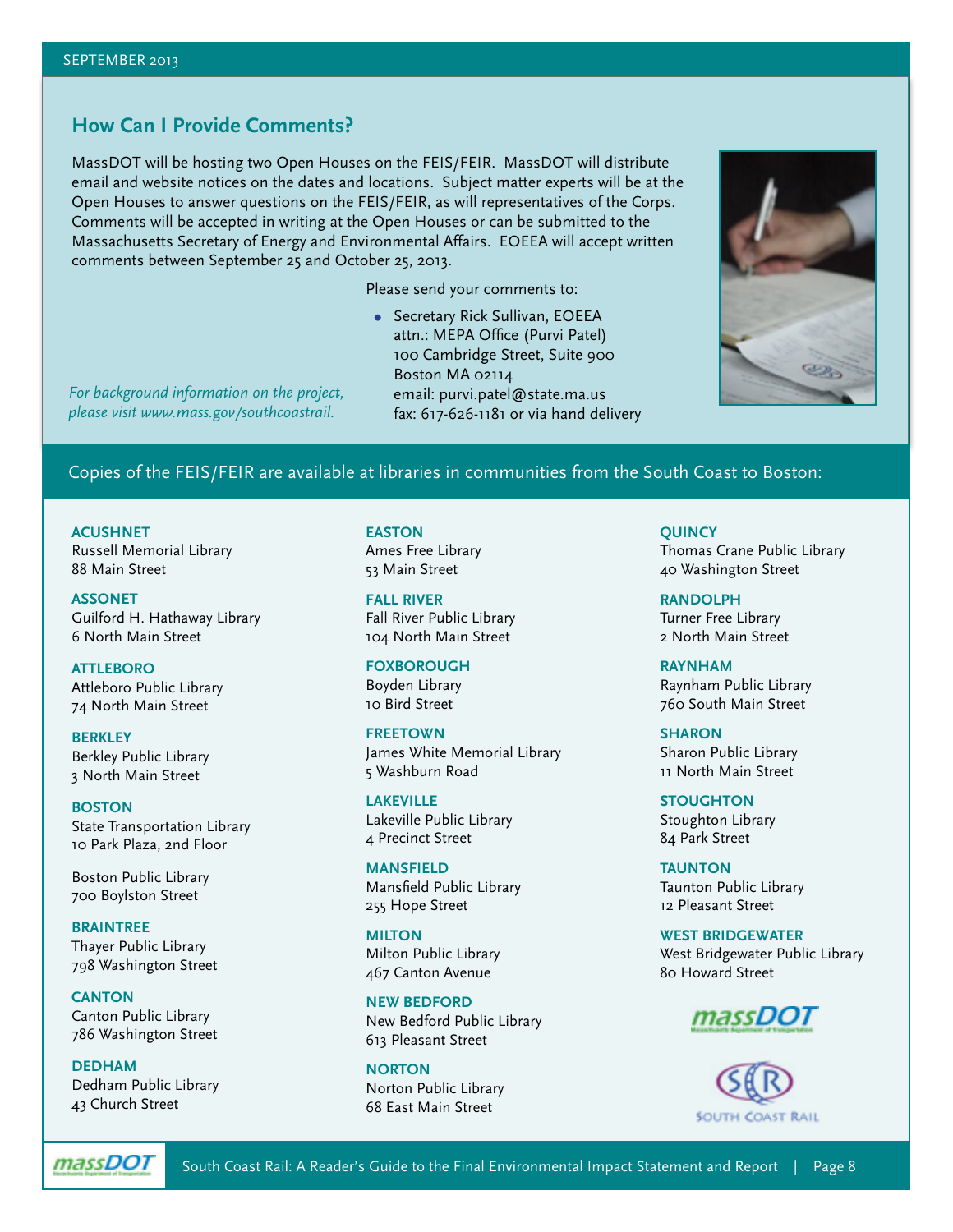## How Can I Provide Comments?

MassDOT will be hosting two Open Houses on the FEIS/FEIR. MassDOT will distribute email and website notices on the dates and locations. Subject matter experts will be at the Open Houses to answer questions on the FEIS/FEIR, as will representatives of the Corps. Comments will be accepted in writing at the Open Houses or can be submitted to the Massachusetts Secretary of Energy and Environmental Affairs. EOEEA will accept written comments between September 25 and October 25, 2013.

Please send your comments to:

- Secretary Rick Sullivan, EOEEA
  attn.: MEPA Office (Purvi Patel)
  100 Cambridge Street, Suite 900
  Boston MA 02114
  email: purvi.patel@state.ma.us
  fax: 617-626-1181 or via hand delivery

*For background information on the project, please visit www.mass.gov/southcoastrail.*

## Copies of the FEIS/FEIR are available at libraries in communities from the South Coast to Boston:

**ACUSHNET**
Russell Memorial Library
88 Main Street

**ASSONET**
Guilford H. Hathaway Library
6 North Main Street

**ATTLEBORO**
Attleboro Public Library
74 North Main Street

**BERKLEY**
Berkley Public Library
3 North Main Street

**BOSTON**
State Transportation Library
10 Park Plaza, 2nd Floor

Boston Public Library
700 Boylston Street

**BRAINTREE**
Thayer Public Library
798 Washington Street

**CANTON**
Canton Public Library
786 Washington Street

**DEDHAM**
Dedham Public Library
43 Church Street

**EASTON**
Ames Free Library
53 Main Street

**FALL RIVER**
Fall River Public Library
104 North Main Street

**FOXBOROUGH**
Boyden Library
10 Bird Street

**FREETOWN**
James White Memorial Library
5 Washburn Road

**LAKEVILLE**
Lakeville Public Library
4 Precinct Street

**MANSFIELD**
Mansfield Public Library
255 Hope Street

**MILTON**
Milton Public Library
467 Canton Avenue

**NEW BEDFORD**
New Bedford Public Library
613 Pleasant Street

**NORTON**
Norton Public Library
68 East Main Street

**QUINCY**
Thomas Crane Public Library
40 Washington Street

**RANDOLPH**
Turner Free Library
2 North Main Street

**RAYNHAM**
Raynham Public Library
760 South Main Street

**SHARON**
Sharon Public Library
11 North Main Street

**STOUGHTON**
Stoughton Library
84 Park Street

**TAUNTON**
Taunton Public Library
12 Pleasant Street

**WEST BRIDGEWATER**
West Bridgewater Public Library
80 Howard Street